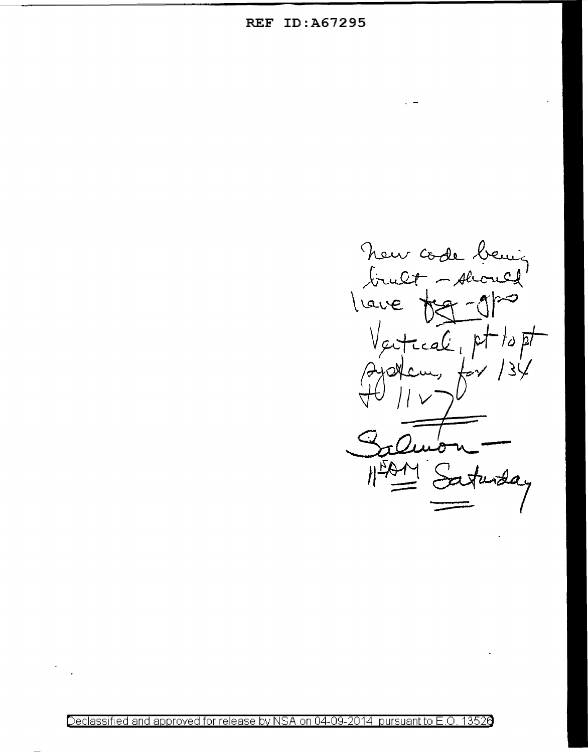REF ID:A67295

new code being
built - should
have ~~5~~ 4 - grs
Vertical, pt to pt
system, for 134
to 11 v

Salmon -
11 AM Saturday

Declassified and approved for release by NSA on 04-09-2014 pursuant to E.O. 13526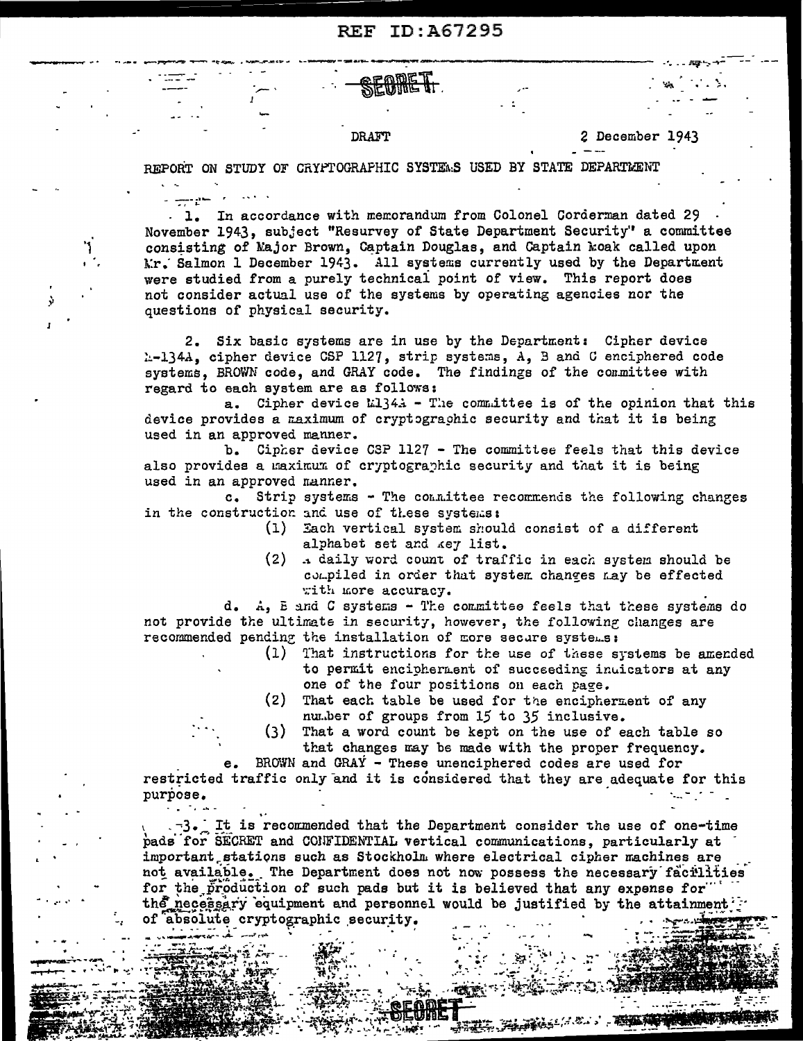SECRET

DRAFT

2 December 1943

REPORT ON STUDY OF CRYPTOGRAPHIC SYSTEMS USED BY STATE DEPARTMENT

1. In accordance with memorandum from Colonel Corderman dated 29 November 1943, subject "Resurvey of State Department Security" a committee consisting of Major Brown, Captain Douglas, and Captain Moak called upon Mr. Salmon 1 December 1943. All systems currently used by the Department were studied from a purely technical point of view. This report does not consider actual use of the systems by operating agencies nor the questions of physical security.

2. Six basic systems are in use by the Department: Cipher device M-134A, cipher device CSP 1127, strip systems, A, B and C enciphered code systems, BROWN code, and GRAY code. The findings of the committee with regard to each system are as follows:

a. Cipher device M134A - The committee is of the opinion that this device provides a maximum of cryptographic security and that it is being used in an approved manner.

b. Cipher device CSP 1127 - The committee feels that this device also provides a maximum of cryptographic security and that it is being used in an approved manner.

c. Strip systems - The committee recommends the following changes in the construction and use of these systems:

(1) Each vertical system should consist of a different alphabet set and key list.

(2) A daily word count of traffic in each system should be compiled in order that system changes may be effected with more accuracy.

d. A, B and C systems - The committee feels that these systems do not provide the ultimate in security, however, the following changes are recommended pending the installation of more secure systems:

(1) That instructions for the use of these systems be amended to permit encipherment of succeeding indicators at any one of the four positions on each page.

(2) That each table be used for the encipherment of any number of groups from 15 to 35 inclusive.

(3) That a word count be kept on the use of each table so that changes may be made with the proper frequency.

e. BROWN and GRAY - These unenciphered codes are used for restricted traffic only and it is considered that they are adequate for this purpose.

3. It is recommended that the Department consider the use of one-time pads for SECRET and CONFIDENTIAL vertical communications, particularly at important stations such as Stockholm where electrical cipher machines are not available. The Department does not now possess the necessary facilities for the production of such pads but it is believed that any expense for the necessary equipment and personnel would be justified by the attainment of absolute cryptographic security.

SECRET